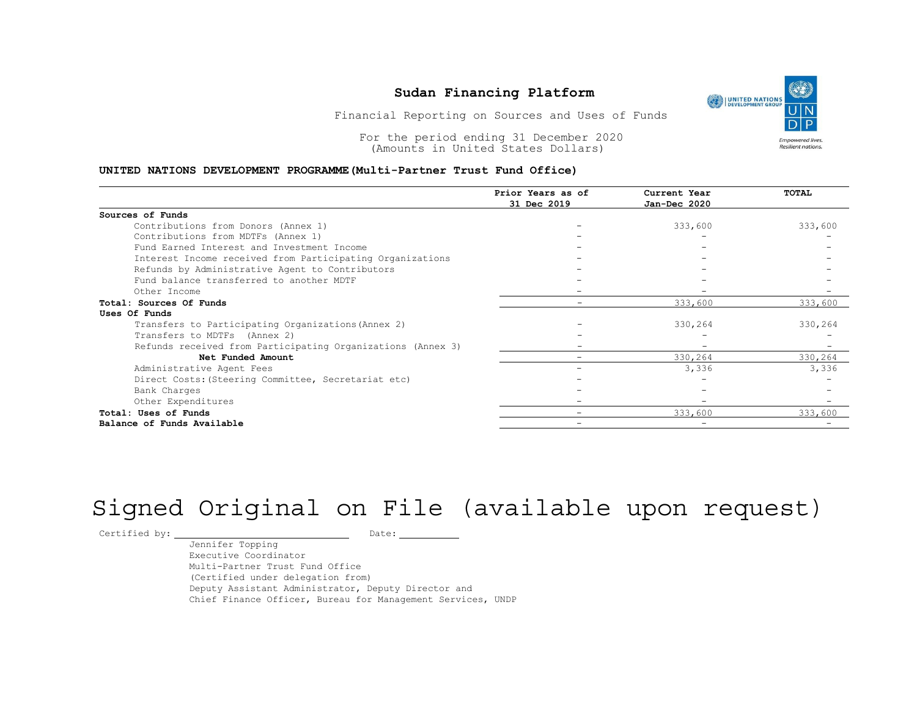# Sudan Financing Platform

Financial Reporting on Sources and Uses of Funds

For the period ending 31 December 2020
(Amounts in United States Dollars)

**UNITED NATIONS DEVELOPMENT PROGRAMME (Multi-Partner Trust Fund Office)**

| | Prior Years as of 31 Dec 2019 | Current Year Jan-Dec 2020 | TOTAL |
|---|---|---|---|
| **Sources of Funds** | | | |
| Contributions from Donors (Annex 1) | - | 333,600 | 333,600 |
| Contributions from MDTFs (Annex 1) | - | - | - |
| Fund Earned Interest and Investment Income | - | - | - |
| Interest Income received from Participating Organizations | - | - | - |
| Refunds by Administrative Agent to Contributors | - | - | - |
| Fund balance transferred to another MDTF | - | - | - |
| Other Income | - | - | - |
| **Total: Sources Of Funds** | - | 333,600 | 333,600 |
| **Uses Of Funds** | | | |
| Transfers to Participating Organizations (Annex 2) | - | 330,264 | 330,264 |
| Transfers to MDTFs (Annex 2) | - | - | - |
| Refunds received from Participating Organizations (Annex 3) | - | - | - |
| **Net Funded Amount** | - | 330,264 | 330,264 |
| Administrative Agent Fees | - | 3,336 | 3,336 |
| Direct Costs: (Steering Committee, Secretariat etc) | - | - | - |
| Bank Charges | - | - | - |
| Other Expenditures | - | - | - |
| **Total: Uses of Funds** | - | 333,600 | 333,600 |
| **Balance of Funds Available** | - | - | - |

Signed Original on File (available upon request)

Certified by: ______________________ Date: __________

Jennifer Topping
Executive Coordinator
Multi-Partner Trust Fund Office
(Certified under delegation from)
Deputy Assistant Administrator, Deputy Director and
Chief Finance Officer, Bureau for Management Services, UNDP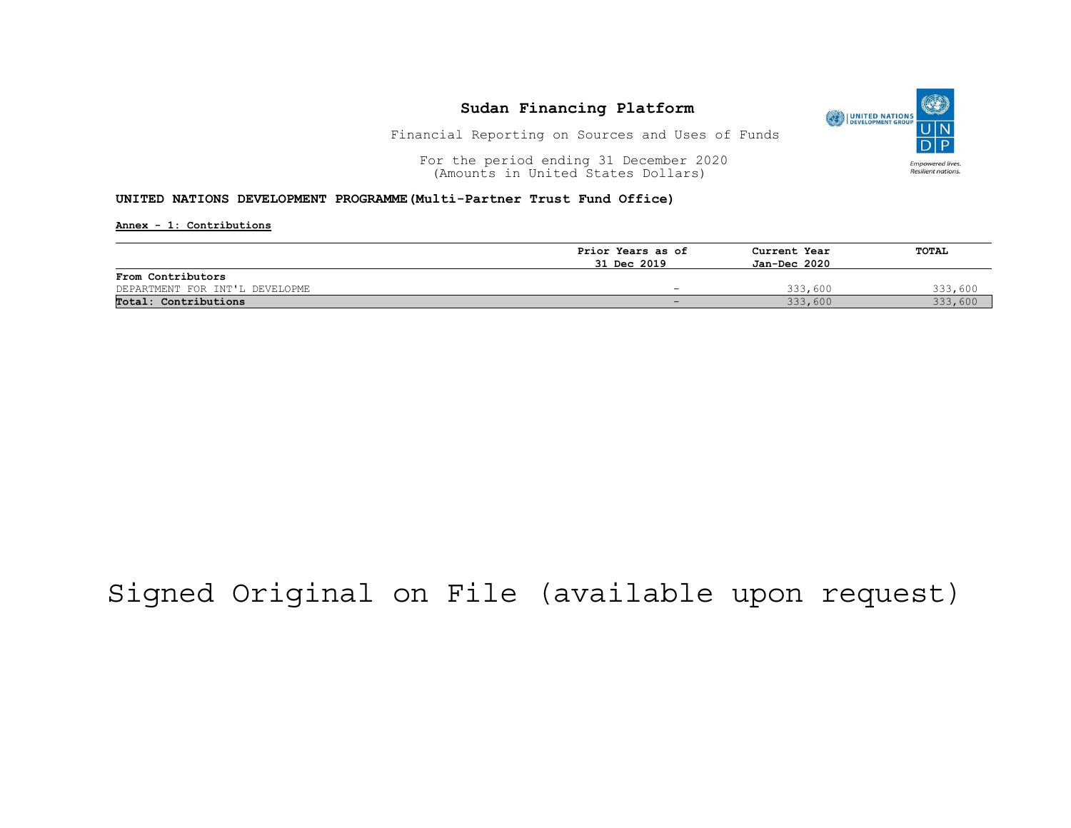# Sudan Financing Platform

Financial Reporting on Sources and Uses of Funds

For the period ending 31 December 2020
(Amounts in United States Dollars)

**UNITED NATIONS DEVELOPMENT PROGRAMME(Multi-Partner Trust Fund Office)**

**Annex - 1: Contributions**

| | Prior Years as of 31 Dec 2019 | Current Year Jan-Dec 2020 | TOTAL |
|---|---|---|---|
| **From Contributors** | | | |
| DEPARTMENT FOR INT'L DEVELOPME | - | 333,600 | 333,600 |
| **Total: Contributions** | - | 333,600 | 333,600 |

Signed Original on File (available upon request)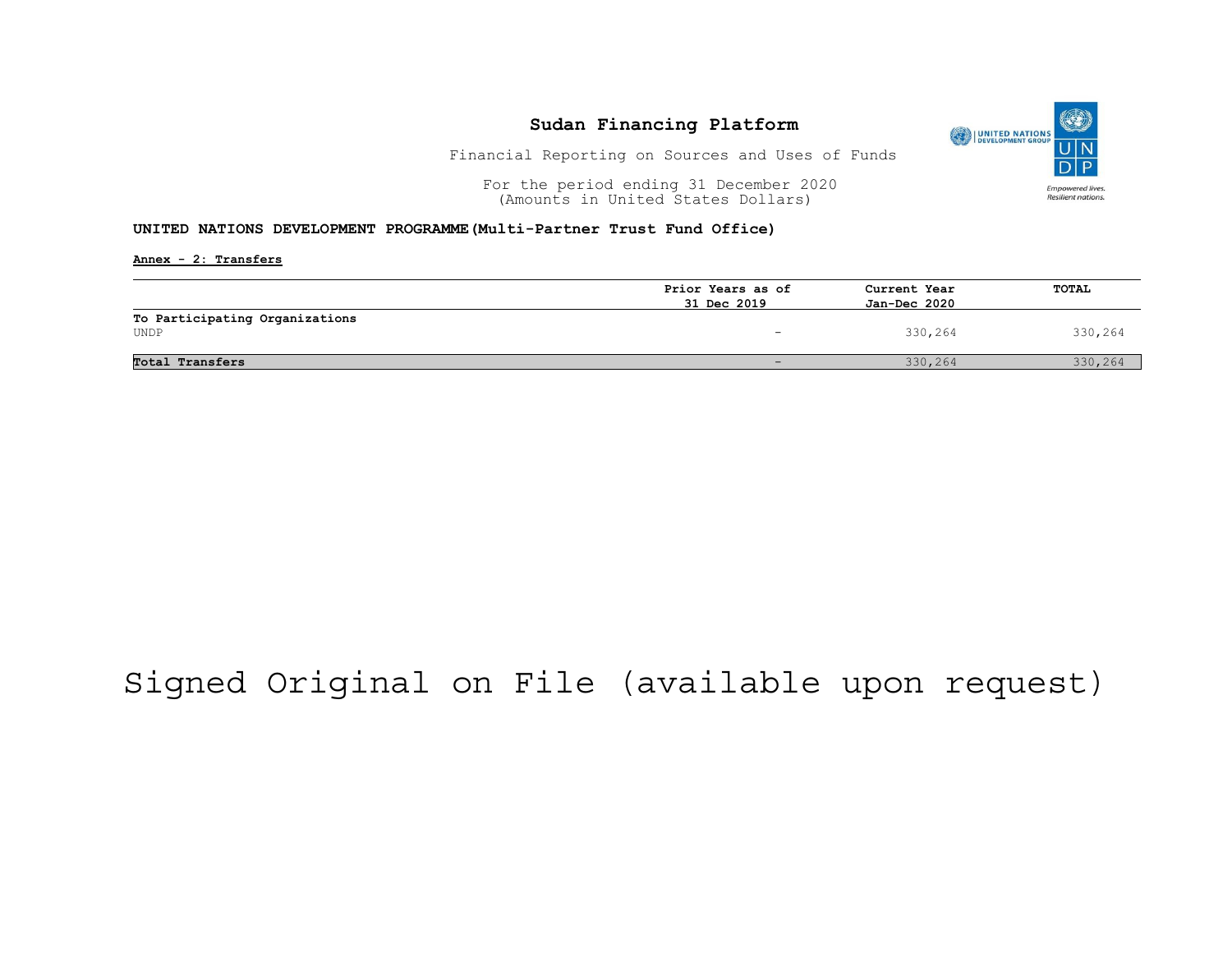# Sudan Financing Platform

Financial Reporting on Sources and Uses of Funds

For the period ending 31 December 2020
(Amounts in United States Dollars)

**UNITED NATIONS DEVELOPMENT PROGRAMME(Multi-Partner Trust Fund Office)**

**Annex - 2: Transfers**

| | Prior Years as of 31 Dec 2019 | Current Year Jan-Dec 2020 | TOTAL |
|---|---|---|---|
| **To Participating Organizations** | | | |
| UNDP | - | 330,264 | 330,264 |
| **Total Transfers** | - | 330,264 | 330,264 |

Signed Original on File (available upon request)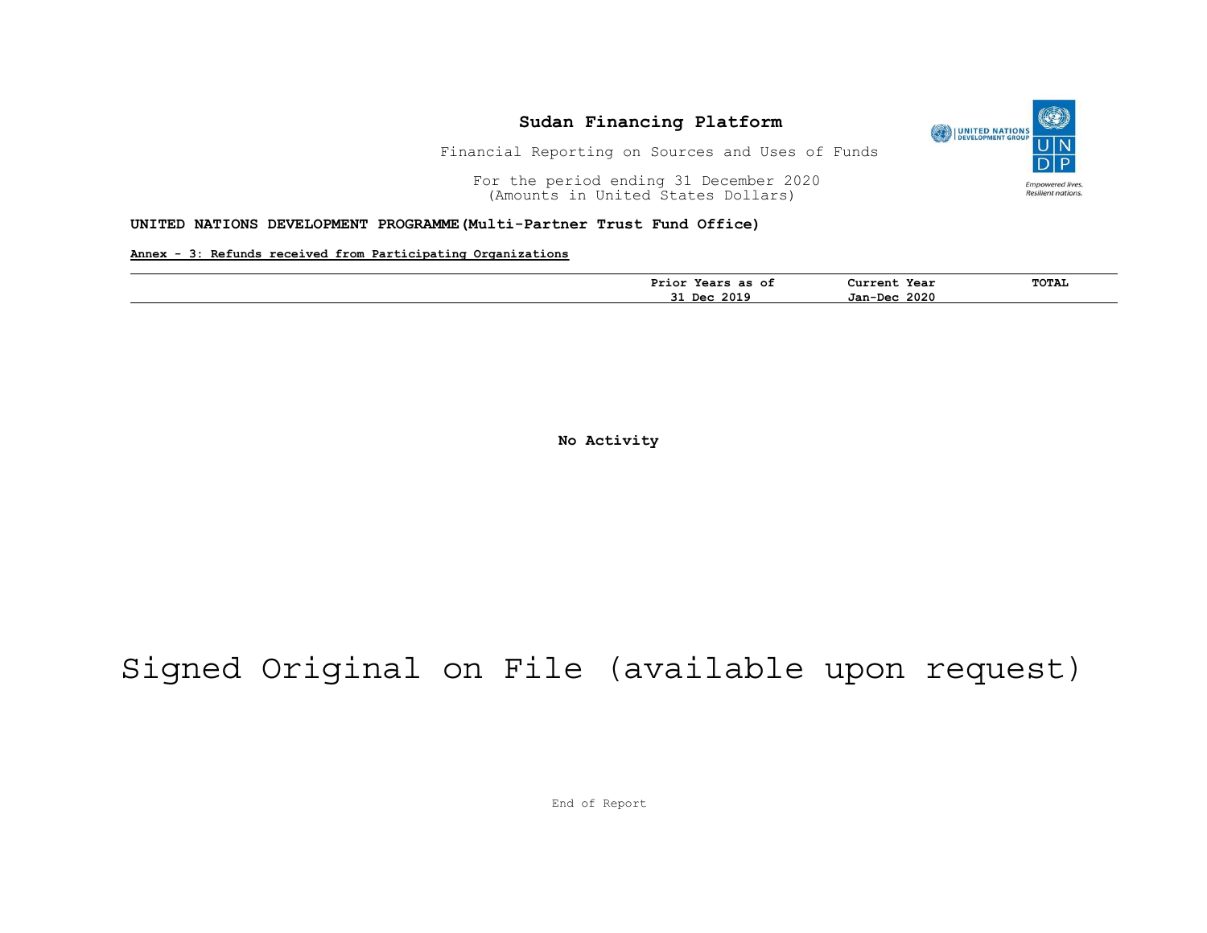# Sudan Financing Platform

Financial Reporting on Sources and Uses of Funds

For the period ending 31 December 2020
(Amounts in United States Dollars)

**UNITED NATIONS DEVELOPMENT PROGRAMME (Multi-Partner Trust Fund Office)**

**Annex - 3: Refunds received from Participating Organizations**

| | Prior Years as of 31 Dec 2019 | Current Year Jan-Dec 2020 | TOTAL |
|---|---|---|---|

**No Activity**

Signed Original on File (available upon request)

End of Report